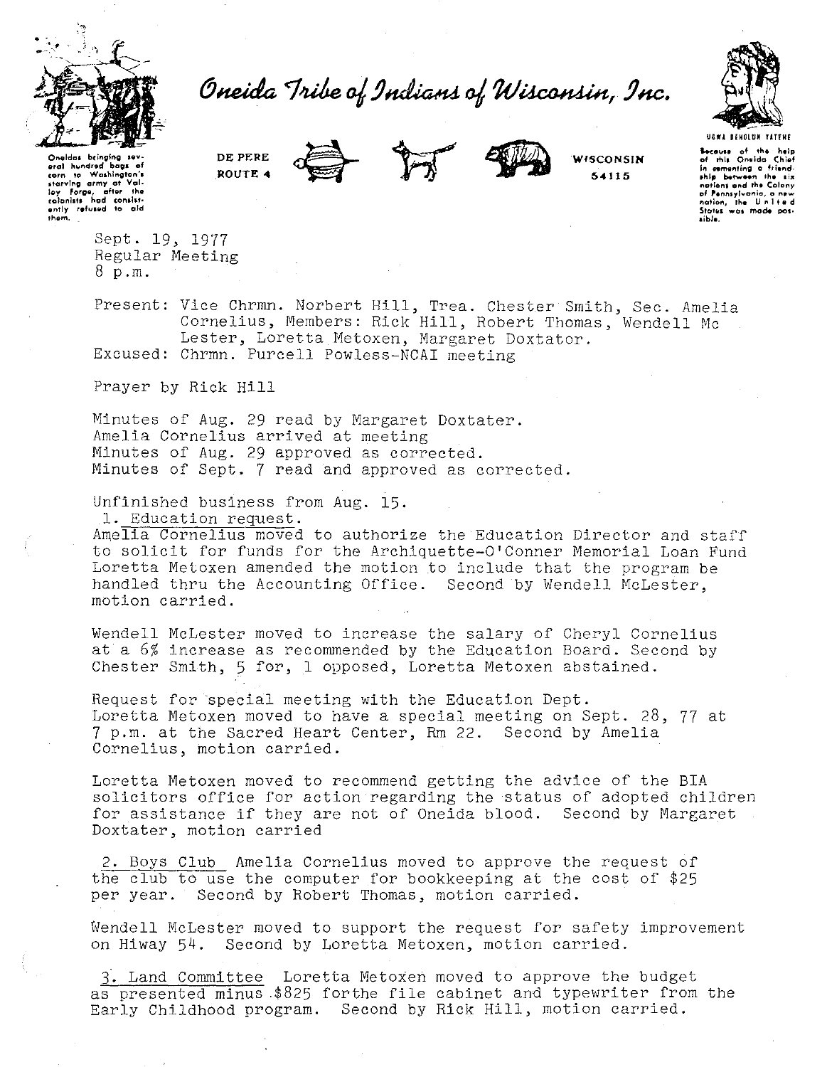# Oneida Tribe of Indians of Wisconsin, Inc.

Oneidas bringing several hundred bags of corn to Washington's starving army at Valley Forge, after the colonists had consistently refused to aid them.

DE PERE
ROUTE 4

WISCONSIN
54115

UGWA DEHOLUN YATEHE

Because of the help of this Oneida Chief in cementing a friendship between the six nations and the Colony of Pennsylvania, a new nation, the United States was made possible.

Sept. 19, 1977
Regular Meeting
8 p.m.

Present: Vice Chrmn. Norbert Hill, Trea. Chester Smith, Sec. Amelia Cornelius, Members: Rick Hill, Robert Thomas, Wendell Mc Lester, Loretta Metoxen, Margaret Doxtator.
Excused: Chrmn. Purcell Powless-NCAI meeting

Prayer by Rick Hill

Minutes of Aug. 29 read by Margaret Doxtater.
Amelia Cornelius arrived at meeting
Minutes of Aug. 29 approved as corrected.
Minutes of Sept. 7 read and approved as corrected.

Unfinished business from Aug. 15.

1. Education request.

Amelia Cornelius moved to authorize the Education Director and staff to solicit for funds for the Archiquette-O'Conner Memorial Loan Fund Loretta Metoxen amended the motion to include that the program be handled thru the Accounting Office. Second by Wendell McLester, motion carried.

Wendell McLester moved to increase the salary of Cheryl Cornelius at a 6% increase as recommended by the Education Board. Second by Chester Smith, 5 for, 1 opposed, Loretta Metoxen abstained.

Request for special meeting with the Education Dept.
Loretta Metoxen moved to have a special meeting on Sept. 28, 77 at 7 p.m. at the Sacred Heart Center, Rm 22. Second by Amelia Cornelius, motion carried.

Loretta Metoxen moved to recommend getting the advice of the BIA solicitors office for action regarding the status of adopted children for assistance if they are not of Oneida blood. Second by Margaret Doxtater, motion carried

2. Boys Club Amelia Cornelius moved to approve the request of the club to use the computer for bookkeeping at the cost of $25 per year. Second by Robert Thomas, motion carried.

Wendell McLester moved to support the request for safety improvement on Hiway 54. Second by Loretta Metoxen, motion carried.

3. Land Committee Loretta Metoxen moved to approve the budget as presented minus $825 forthe file cabinet and typewriter from the Early Childhood program. Second by Rick Hill, motion carried.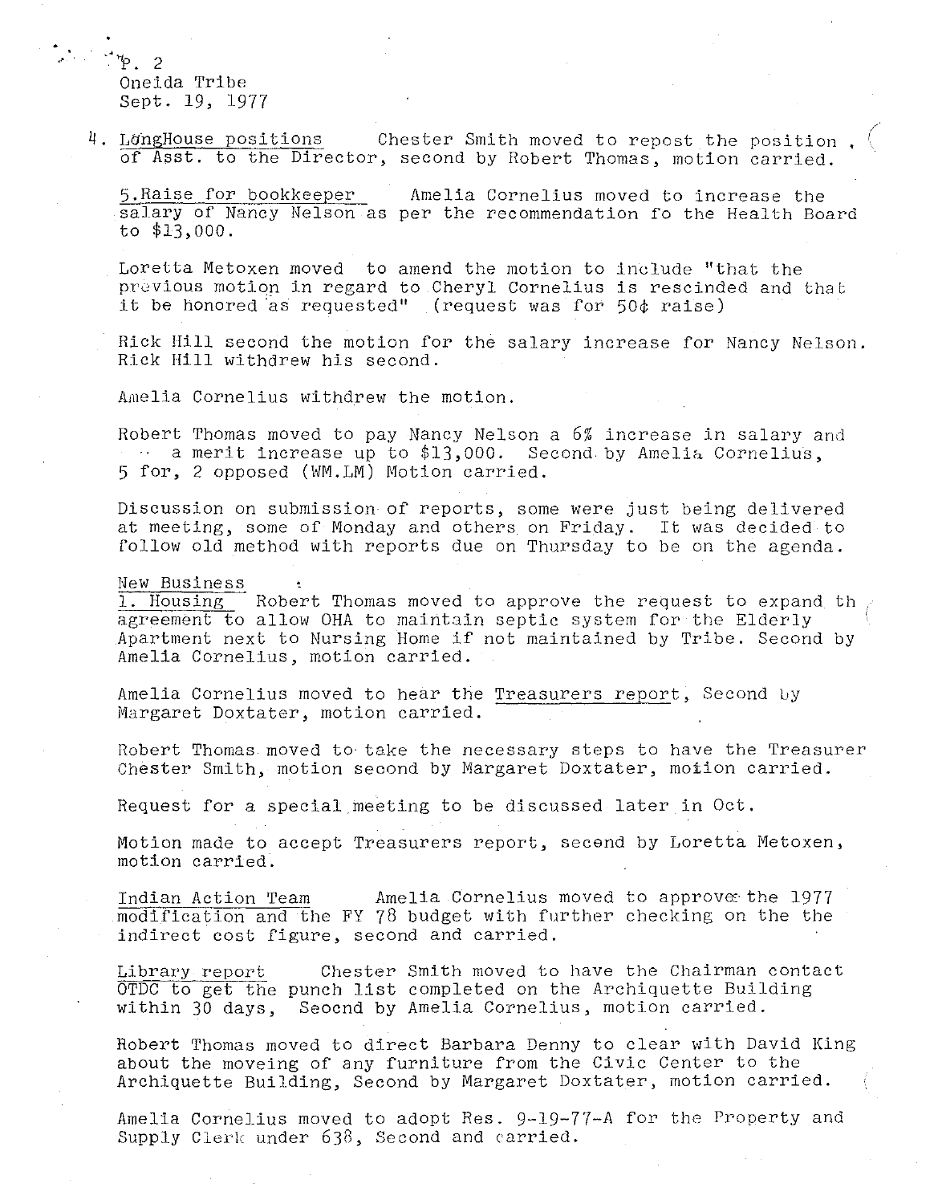P. 2
Oneida Tribe
Sept. 19, 1977

4. LongHouse positions   Chester Smith moved to repost the position of Asst. to the Director, second by Robert Thomas, motion carried.

5. Raise for bookkeeper   Amelia Cornelius moved to increase the salary of Nancy Nelson as per the recommendation fo the Health Board to $13,000.

Loretta Metoxen moved to amend the motion to include "that the previous motion in regard to Cheryl Cornelius is rescinded and that it be honored as requested" (request was for 50¢ raise)

Rick Hill second the motion for the salary increase for Nancy Nelson. Rick Hill withdrew his second.

Amelia Cornelius withdrew the motion.

Robert Thomas moved to pay Nancy Nelson a 6% increase in salary and a merit increase up to $13,000. Second by Amelia Cornelius, 5 for, 2 opposed (WM.LM) Motion carried.

Discussion on submission of reports, some were just being delivered at meeting, some of Monday and others on Friday. It was decided to follow old method with reports due on Thursday to be on the agenda.

New Business
1. Housing   Robert Thomas moved to approve the request to expand th agreement to allow OHA to maintain septic system for the Elderly Apartment next to Nursing Home if not maintained by Tribe. Second by Amelia Cornelius, motion carried.

Amelia Cornelius moved to hear the Treasurers report, Second by Margaret Doxtater, motion carried.

Robert Thomas moved to take the necessary steps to have the Treasurer Chester Smith, motion second by Margaret Doxtater, motion carried.

Request for a special meeting to be discussed later in Oct.

Motion made to accept Treasurers report, second by Loretta Metoxen, motion carried.

Indian Action Team   Amelia Cornelius moved to approve the 1977 modification and the FY 78 budget with further checking on the the indirect cost figure, second and carried.

Library report   Chester Smith moved to have the Chairman contact OTDC to get the punch list completed on the Archiquette Building within 30 days, Seocnd by Amelia Cornelius, motion carried.

Robert Thomas moved to direct Barbara Denny to clear with David King about the moveing of any furniture from the Civic Center to the Archiquette Building, Second by Margaret Doxtater, motion carried.

Amelia Cornelius moved to adopt Res. 9-19-77-A for the Property and Supply Clerk under 638, Second and carried.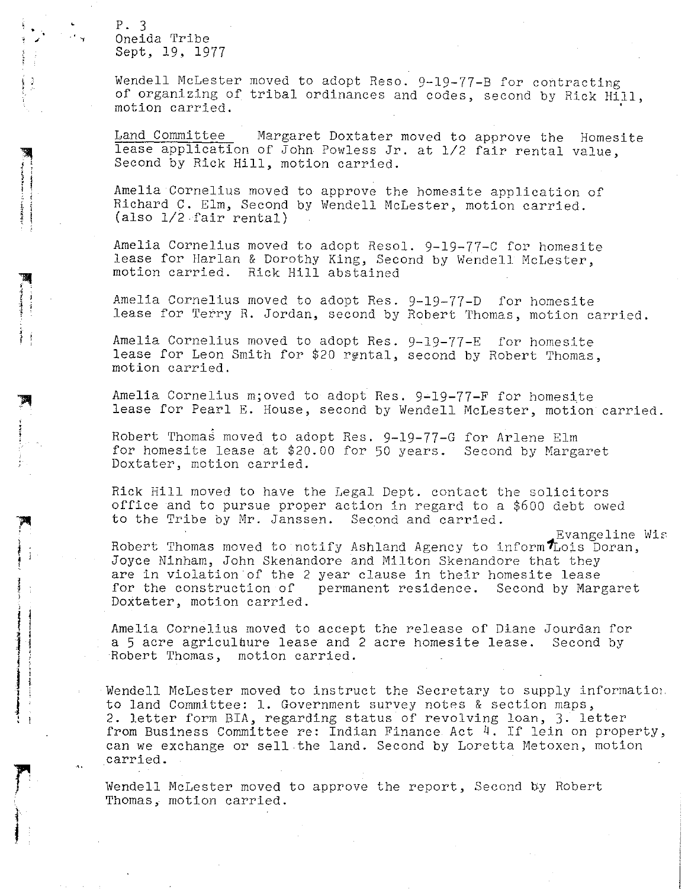P. 3
Oneida Tribe
Sept, 19, 1977

Wendell McLester moved to adopt Reso. 9-19-77-B for contracting of organizing of tribal ordinances and codes, second by Rick Hill, motion carried.

Land Committee  Margaret Doxtater moved to approve the Homesite lease application of John Powless Jr. at 1/2 fair rental value, Second by Rick Hill, motion carried.

Amelia Cornelius moved to approve the homesite application of Richard C. Elm, Second by Wendell McLester, motion carried. (also 1/2 fair rental)

Amelia Cornelius moved to adopt Resol. 9-19-77-C for homesite lease for Harlan & Dorothy King, Second by Wendell McLester, motion carried. Rick Hill abstained

Amelia Cornelius moved to adopt Res. 9-19-77-D for homesite lease for Terry R. Jordan, second by Robert Thomas, motion carried.

Amelia Cornelius moved to adopt Res. 9-19-77-E for homesite lease for Leon Smith for $20 rental, second by Robert Thomas, motion carried.

Amelia Cornelius m;oved to adopt Res. 9-19-77-F for homesite lease for Pearl E. House, second by Wendell McLester, motion carried.

Robert Thomas moved to adopt Res. 9-19-77-G for Arlene Elm for homesite lease at $20.00 for 50 years. Second by Margaret Doxtater, motion carried.

Rick Hill moved to have the Legal Dept. contact the solicitors office and to pursue proper action in regard to a $600 debt owed to the Tribe by Mr. Janssen. Second and carried.

Robert Thomas moved to notify Ashland Agency to inform Evangeline Wis Lois Doran, Joyce Ninham, John Skenandore and Milton Skenandore that they are in violation of the 2 year clause in their homesite lease for the construction of permanent residence. Second by Margaret Doxtater, motion carried.

Amelia Cornelius moved to accept the release of Diane Jourdan for a 5 acre agriculture lease and 2 acre homesite lease. Second by Robert Thomas, motion carried.

Wendell McLester moved to instruct the Secretary to supply information to land Committee: 1. Government survey notes & section maps, 2. letter form BIA, regarding status of revolving loan, 3. letter from Business Committee re: Indian Finance Act 4. If lein on property, can we exchange or sell the land. Second by Loretta Metoxen, motion carried.

Wendell McLester moved to approve the report, Second by Robert Thomas, motion carried.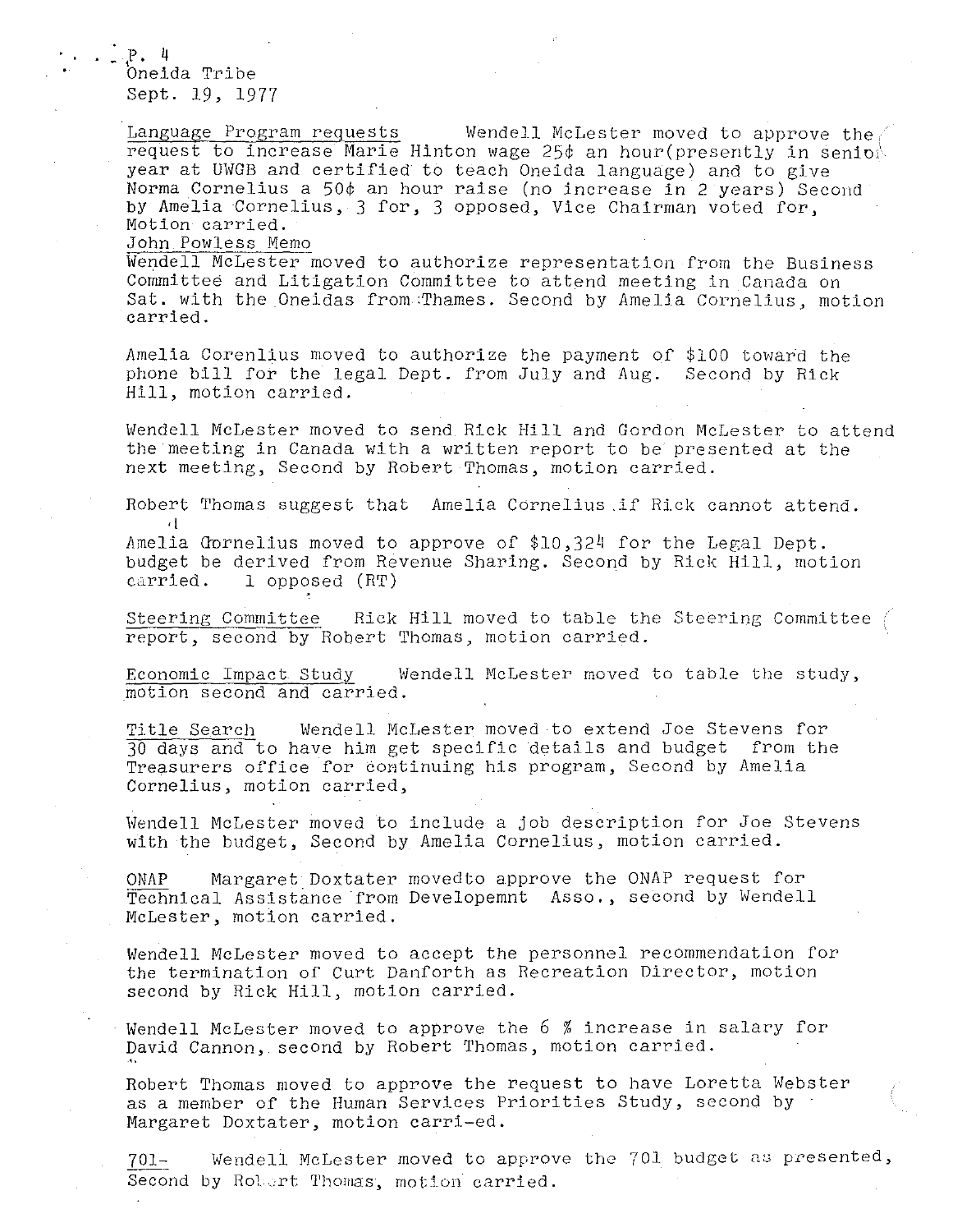P. 4
Oneida Tribe
Sept. 19, 1977

Language Program requests    Wendell McLester moved to approve the request to increase Marie Hinton wage 25¢ an hour(presently in senior year at UWGB and certified to teach Oneida language) and to give Norma Cornelius a 50¢ an hour raise (no increase in 2 years) Second by Amelia Cornelius, 3 for, 3 opposed, Vice Chairman voted for, Motion carried.

John Powless Memo

Wendell McLester moved to authorize representation from the Business Committee and Litigation Committee to attend meeting in Canada on Sat. with the Oneidas from Thames. Second by Amelia Cornelius, motion carried.

Amelia Corenlius moved to authorize the payment of $100 toward the phone bill for the legal Dept. from July and Aug. Second by Rick Hill, motion carried.

Wendell McLester moved to send Rick Hill and Gordon McLester to attend the meeting in Canada with a written report to be presented at the next meeting, Second by Robert Thomas, motion carried.

Robert Thomas suggest that Amelia Cornelius if Rick cannot attend.

Amelia Cornelius moved to approve of $10,324 for the Legal Dept. budget be derived from Revenue Sharing. Second by Rick Hill, motion carried. 1 opposed (RT)

Steering Committee    Rick Hill moved to table the Steering Committee report, second by Robert Thomas, motion carried.

Economic Impact Study    Wendell McLester moved to table the study, motion second and carried.

Title Search    Wendell McLester moved to extend Joe Stevens for 30 days and to have him get specific details and budget from the Treasurers office for continuing his program, Second by Amelia Cornelius, motion carried,

Wendell McLester moved to include a job description for Joe Stevens with the budget, Second by Amelia Cornelius, motion carried.

ONAP    Margaret Doxtater movedto approve the ONAP request for Technical Assistance from Developemnt Asso., second by Wendell McLester, motion carried.

Wendell McLester moved to accept the personnel recommendation for the termination of Curt Danforth as Recreation Director, motion second by Rick Hill, motion carried.

Wendell McLester moved to approve the 6 % increase in salary for David Cannon, second by Robert Thomas, motion carried.

Robert Thomas moved to approve the request to have Loretta Webster as a member of the Human Services Priorities Study, second by Margaret Doxtater, motion carri-ed.

701-    Wendell McLester moved to approve the 701 budget as presented, Second by Robert Thomas, motion carried.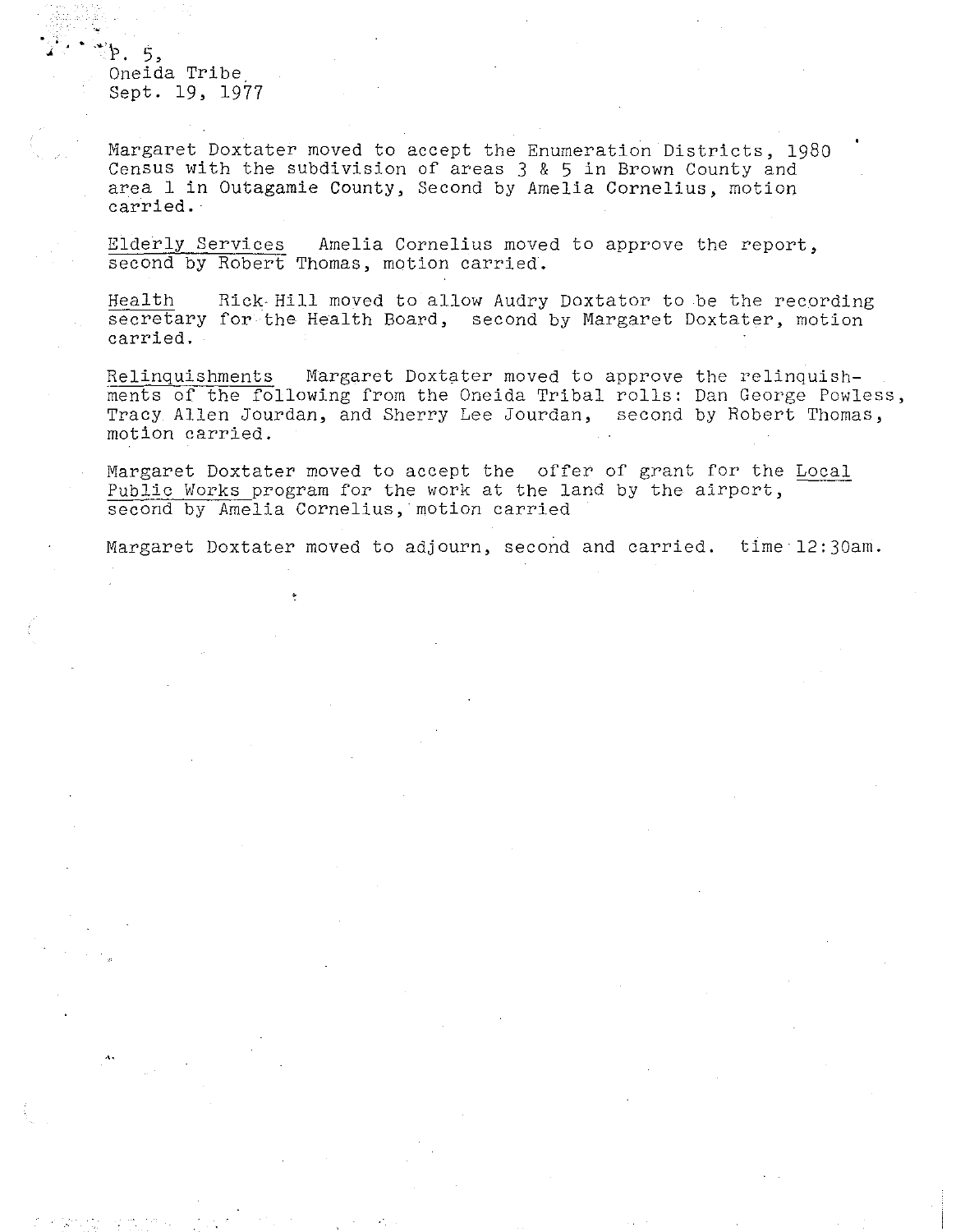Margaret Doxtater moved to accept the Enumeration Districts, 1980 Census with the subdivision of areas 3 & 5 in Brown County and area 1 in Outagamie County, Second by Amelia Cornelius, motion carried.

Elderly Services Amelia Cornelius moved to approve the report, second by Robert Thomas, motion carried.

Health Rick Hill moved to allow Audry Doxtator to be the recording secretary for the Health Board, second by Margaret Doxtater, motion carried.

Relinquishments Margaret Doxtater moved to approve the relinquishments of the following from the Oneida Tribal rolls: Dan George Powless, Tracy Allen Jourdan, and Sherry Lee Jourdan, second by Robert Thomas, motion carried.

Margaret Doxtater moved to accept the offer of grant for the Local Public Works program for the work at the land by the airport, second by Amelia Cornelius, motion carried

Margaret Doxtater moved to adjourn, second and carried. time 12:30am.